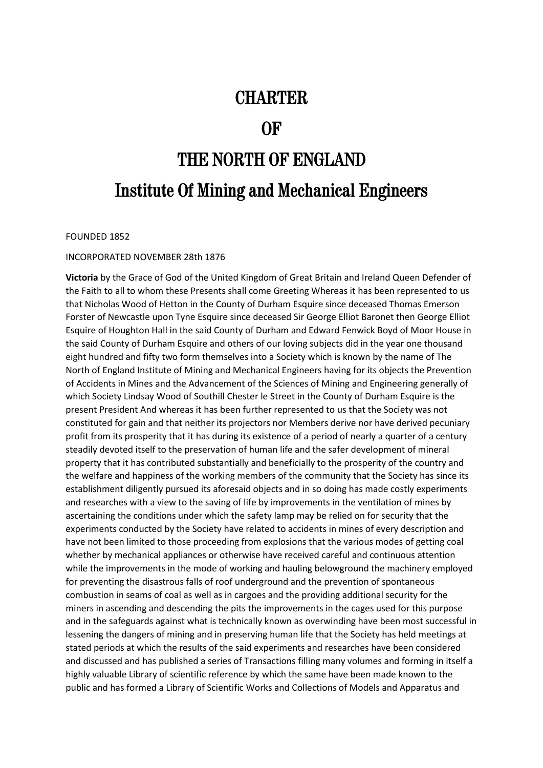# CHARTER

# OF

# THE NORTH OF ENGLAND

# Institute Of Mining and Mechanical Engineers

FOUNDED 1852

INCORPORATED NOVEMBER 28th 1876

**Victoria** by the Grace of God of the United Kingdom of Great Britain and Ireland Queen Defender of the Faith to all to whom these Presents shall come Greeting Whereas it has been represented to us that Nicholas Wood of Hetton in the County of Durham Esquire since deceased Thomas Emerson Forster of Newcastle upon Tyne Esquire since deceased Sir George Elliot Baronet then George Elliot Esquire of Houghton Hall in the said County of Durham and Edward Fenwick Boyd of Moor House in the said County of Durham Esquire and others of our loving subjects did in the year one thousand eight hundred and fifty two form themselves into a Society which is known by the name of The North of England Institute of Mining and Mechanical Engineers having for its objects the Prevention of Accidents in Mines and the Advancement of the Sciences of Mining and Engineering generally of which Society Lindsay Wood of Southill Chester le Street in the County of Durham Esquire is the present President And whereas it has been further represented to us that the Society was not constituted for gain and that neither its projectors nor Members derive nor have derived pecuniary profit from its prosperity that it has during its existence of a period of nearly a quarter of a century steadily devoted itself to the preservation of human life and the safer development of mineral property that it has contributed substantially and beneficially to the prosperity of the country and the welfare and happiness of the working members of the community that the Society has since its establishment diligently pursued its aforesaid objects and in so doing has made costly experiments and researches with a view to the saving of life by improvements in the ventilation of mines by ascertaining the conditions under which the safety lamp may be relied on for security that the experiments conducted by the Society have related to accidents in mines of every description and have not been limited to those proceeding from explosions that the various modes of getting coal whether by mechanical appliances or otherwise have received careful and continuous attention while the improvements in the mode of working and hauling belowground the machinery employed for preventing the disastrous falls of roof underground and the prevention of spontaneous combustion in seams of coal as well as in cargoes and the providing additional security for the miners in ascending and descending the pits the improvements in the cages used for this purpose and in the safeguards against what is technically known as overwinding have been most successful in lessening the dangers of mining and in preserving human life that the Society has held meetings at stated periods at which the results of the said experiments and researches have been considered and discussed and has published a series of Transactions filling many volumes and forming in itself a highly valuable Library of scientific reference by which the same have been made known to the public and has formed a Library of Scientific Works and Collections of Models and Apparatus and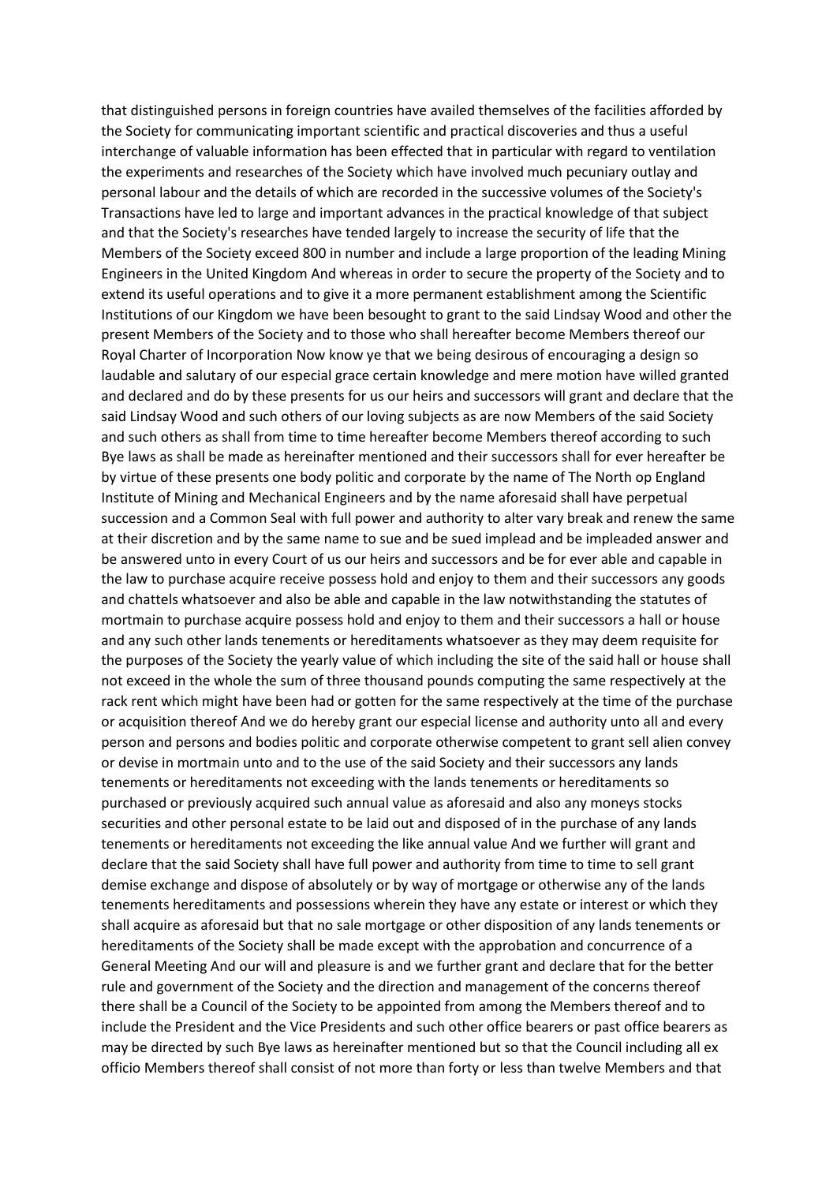that distinguished persons in foreign countries have availed themselves of the facilities afforded by the Society for communicating important scientific and practical discoveries and thus a useful interchange of valuable information has been effected that in particular with regard to ventilation the experiments and researches of the Society which have involved much pecuniary outlay and personal labour and the details of which are recorded in the successive volumes of the Society's Transactions have led to large and important advances in the practical knowledge of that subject and that the Society's researches have tended largely to increase the security of life that the Members of the Society exceed 800 in number and include a large proportion of the leading Mining Engineers in the United Kingdom And whereas in order to secure the property of the Society and to extend its useful operations and to give it a more permanent establishment among the Scientific Institutions of our Kingdom we have been besought to grant to the said Lindsay Wood and other the present Members of the Society and to those who shall hereafter become Members thereof our Royal Charter of Incorporation Now know ye that we being desirous of encouraging a design so laudable and salutary of our especial grace certain knowledge and mere motion have willed granted and declared and do by these presents for us our heirs and successors will grant and declare that the said Lindsay Wood and such others of our loving subjects as are now Members of the said Society and such others as shall from time to time hereafter become Members thereof according to such Bye laws as shall be made as hereinafter mentioned and their successors shall for ever hereafter be by virtue of these presents one body politic and corporate by the name of The North op England Institute of Mining and Mechanical Engineers and by the name aforesaid shall have perpetual succession and a Common Seal with full power and authority to alter vary break and renew the same at their discretion and by the same name to sue and be sued implead and be impleaded answer and be answered unto in every Court of us our heirs and successors and be for ever able and capable in the law to purchase acquire receive possess hold and enjoy to them and their successors any goods and chattels whatsoever and also be able and capable in the law notwithstanding the statutes of mortmain to purchase acquire possess hold and enjoy to them and their successors a hall or house and any such other lands tenements or hereditaments whatsoever as they may deem requisite for the purposes of the Society the yearly value of which including the site of the said hall or house shall not exceed in the whole the sum of three thousand pounds computing the same respectively at the rack rent which might have been had or gotten for the same respectively at the time of the purchase or acquisition thereof And we do hereby grant our especial license and authority unto all and every person and persons and bodies politic and corporate otherwise competent to grant sell alien convey or devise in mortmain unto and to the use of the said Society and their successors any lands tenements or hereditaments not exceeding with the lands tenements or hereditaments so purchased or previously acquired such annual value as aforesaid and also any moneys stocks securities and other personal estate to be laid out and disposed of in the purchase of any lands tenements or hereditaments not exceeding the like annual value And we further will grant and declare that the said Society shall have full power and authority from time to time to sell grant demise exchange and dispose of absolutely or by way of mortgage or otherwise any of the lands tenements hereditaments and possessions wherein they have any estate or interest or which they shall acquire as aforesaid but that no sale mortgage or other disposition of any lands tenements or hereditaments of the Society shall be made except with the approbation and concurrence of a General Meeting And our will and pleasure is and we further grant and declare that for the better rule and government of the Society and the direction and management of the concerns thereof there shall be a Council of the Society to be appointed from among the Members thereof and to include the President and the Vice Presidents and such other office bearers or past office bearers as may be directed by such Bye laws as hereinafter mentioned but so that the Council including all ex officio Members thereof shall consist of not more than forty or less than twelve Members and that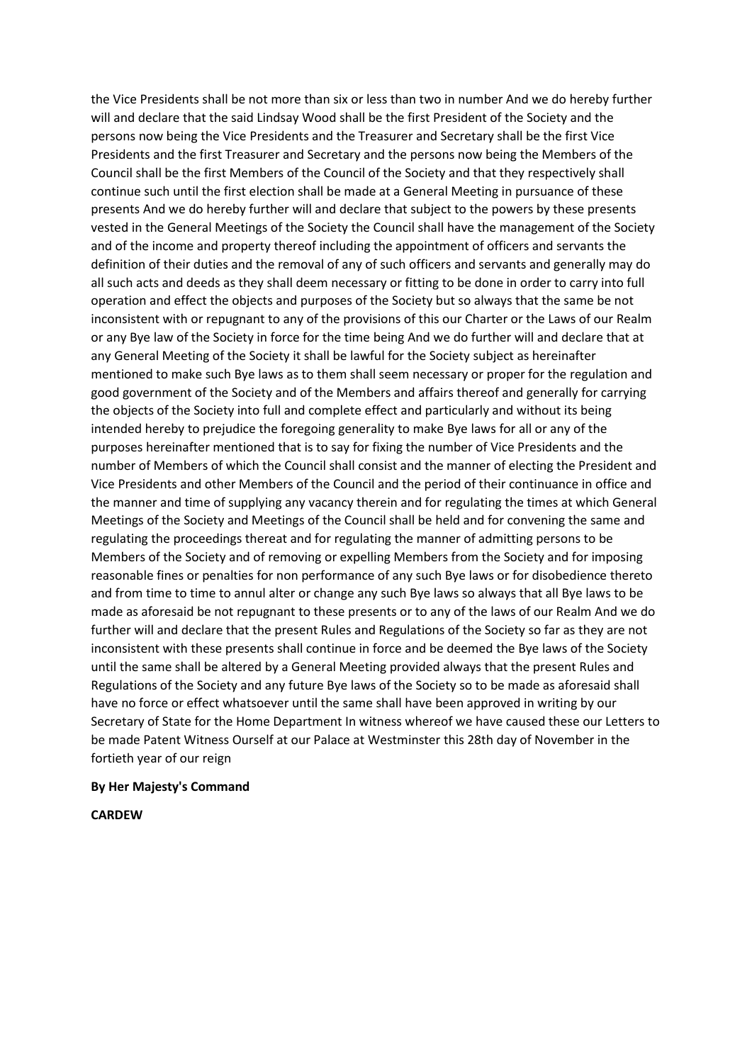the Vice Presidents shall be not more than six or less than two in number And we do hereby further will and declare that the said Lindsay Wood shall be the first President of the Society and the persons now being the Vice Presidents and the Treasurer and Secretary shall be the first Vice Presidents and the first Treasurer and Secretary and the persons now being the Members of the Council shall be the first Members of the Council of the Society and that they respectively shall continue such until the first election shall be made at a General Meeting in pursuance of these presents And we do hereby further will and declare that subject to the powers by these presents vested in the General Meetings of the Society the Council shall have the management of the Society and of the income and property thereof including the appointment of officers and servants the definition of their duties and the removal of any of such officers and servants and generally may do all such acts and deeds as they shall deem necessary or fitting to be done in order to carry into full operation and effect the objects and purposes of the Society but so always that the same be not inconsistent with or repugnant to any of the provisions of this our Charter or the Laws of our Realm or any Bye law of the Society in force for the time being And we do further will and declare that at any General Meeting of the Society it shall be lawful for the Society subject as hereinafter mentioned to make such Bye laws as to them shall seem necessary or proper for the regulation and good government of the Society and of the Members and affairs thereof and generally for carrying the objects of the Society into full and complete effect and particularly and without its being intended hereby to prejudice the foregoing generality to make Bye laws for all or any of the purposes hereinafter mentioned that is to say for fixing the number of Vice Presidents and the number of Members of which the Council shall consist and the manner of electing the President and Vice Presidents and other Members of the Council and the period of their continuance in office and the manner and time of supplying any vacancy therein and for regulating the times at which General Meetings of the Society and Meetings of the Council shall be held and for convening the same and regulating the proceedings thereat and for regulating the manner of admitting persons to be Members of the Society and of removing or expelling Members from the Society and for imposing reasonable fines or penalties for non performance of any such Bye laws or for disobedience thereto and from time to time to annul alter or change any such Bye laws so always that all Bye laws to be made as aforesaid be not repugnant to these presents or to any of the laws of our Realm And we do further will and declare that the present Rules and Regulations of the Society so far as they are not inconsistent with these presents shall continue in force and be deemed the Bye laws of the Society until the same shall be altered by a General Meeting provided always that the present Rules and Regulations of the Society and any future Bye laws of the Society so to be made as aforesaid shall have no force or effect whatsoever until the same shall have been approved in writing by our Secretary of State for the Home Department In witness whereof we have caused these our Letters to be made Patent Witness Ourself at our Palace at Westminster this 28th day of November in the fortieth year of our reign

**By Her Majesty's Command**

**CARDEW**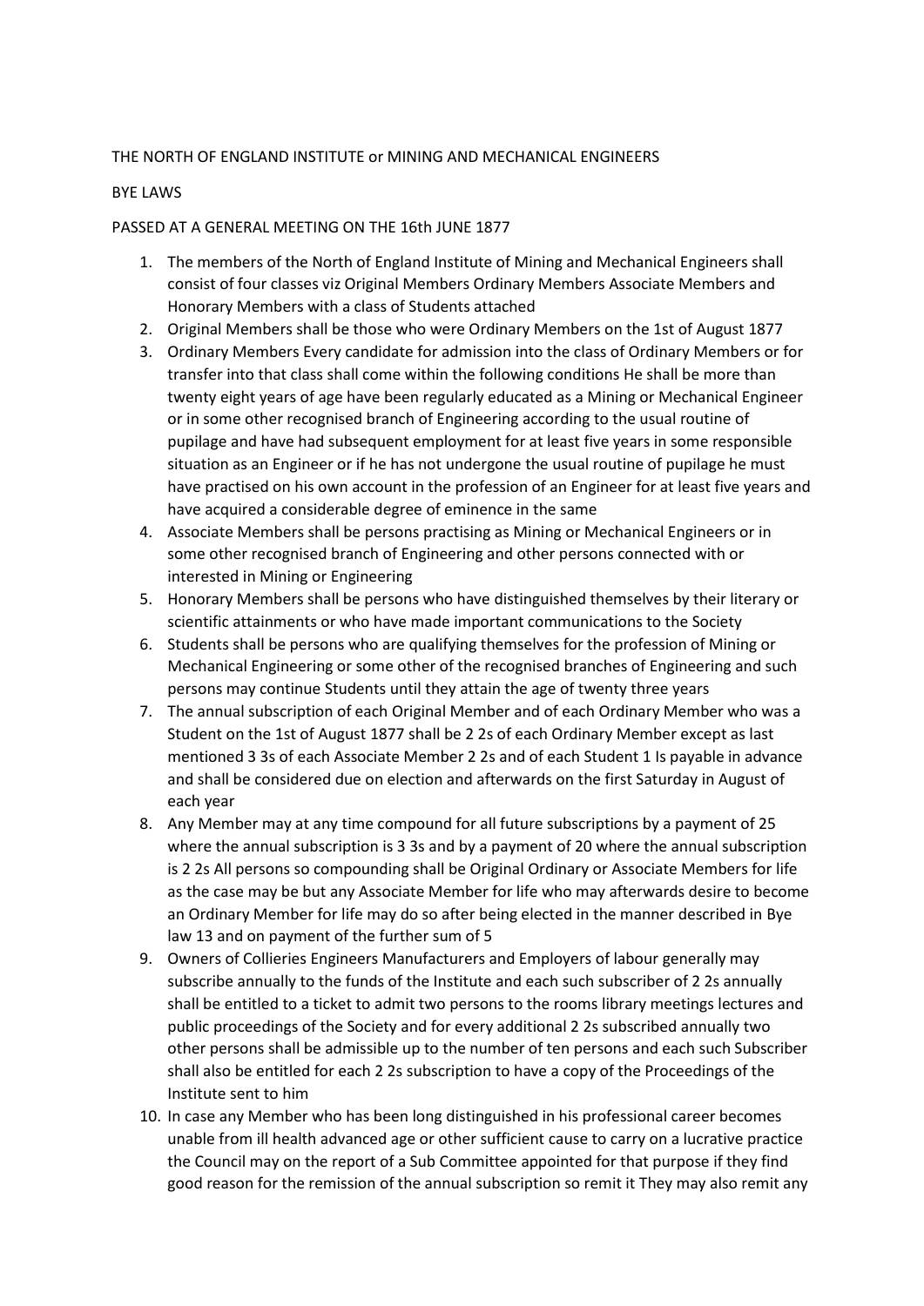THE NORTH OF ENGLAND INSTITUTE or MINING AND MECHANICAL ENGINEERS

BYE LAWS

PASSED AT A GENERAL MEETING ON THE 16th JUNE 1877

1. The members of the North of England Institute of Mining and Mechanical Engineers shall consist of four classes viz Original Members Ordinary Members Associate Members and Honorary Members with a class of Students attached
2. Original Members shall be those who were Ordinary Members on the 1st of August 1877
3. Ordinary Members Every candidate for admission into the class of Ordinary Members or for transfer into that class shall come within the following conditions He shall be more than twenty eight years of age have been regularly educated as a Mining or Mechanical Engineer or in some other recognised branch of Engineering according to the usual routine of pupilage and have had subsequent employment for at least five years in some responsible situation as an Engineer or if he has not undergone the usual routine of pupilage he must have practised on his own account in the profession of an Engineer for at least five years and have acquired a considerable degree of eminence in the same
4. Associate Members shall be persons practising as Mining or Mechanical Engineers or in some other recognised branch of Engineering and other persons connected with or interested in Mining or Engineering
5. Honorary Members shall be persons who have distinguished themselves by their literary or scientific attainments or who have made important communications to the Society
6. Students shall be persons who are qualifying themselves for the profession of Mining or Mechanical Engineering or some other of the recognised branches of Engineering and such persons may continue Students until they attain the age of twenty three years
7. The annual subscription of each Original Member and of each Ordinary Member who was a Student on the 1st of August 1877 shall be 2 2s of each Ordinary Member except as last mentioned 3 3s of each Associate Member 2 2s and of each Student 1 Is payable in advance and shall be considered due on election and afterwards on the first Saturday in August of each year
8. Any Member may at any time compound for all future subscriptions by a payment of 25 where the annual subscription is 3 3s and by a payment of 20 where the annual subscription is 2 2s All persons so compounding shall be Original Ordinary or Associate Members for life as the case may be but any Associate Member for life who may afterwards desire to become an Ordinary Member for life may do so after being elected in the manner described in Bye law 13 and on payment of the further sum of 5
9. Owners of Collieries Engineers Manufacturers and Employers of labour generally may subscribe annually to the funds of the Institute and each such subscriber of 2 2s annually shall be entitled to a ticket to admit two persons to the rooms library meetings lectures and public proceedings of the Society and for every additional 2 2s subscribed annually two other persons shall be admissible up to the number of ten persons and each such Subscriber shall also be entitled for each 2 2s subscription to have a copy of the Proceedings of the Institute sent to him
10. In case any Member who has been long distinguished in his professional career becomes unable from ill health advanced age or other sufficient cause to carry on a lucrative practice the Council may on the report of a Sub Committee appointed for that purpose if they find good reason for the remission of the annual subscription so remit it They may also remit any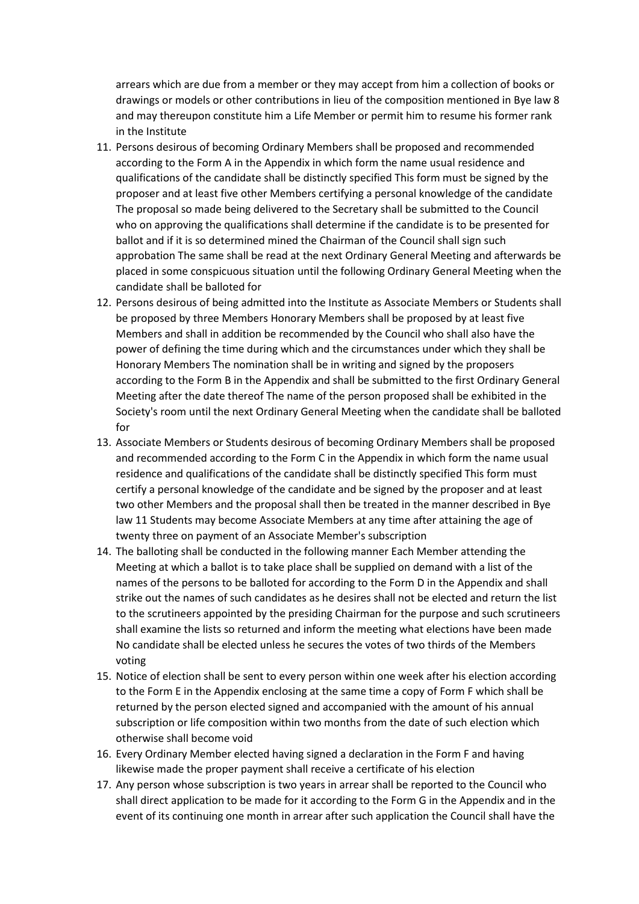arrears which are due from a member or they may accept from him a collection of books or drawings or models or other contributions in lieu of the composition mentioned in Bye law 8 and may thereupon constitute him a Life Member or permit him to resume his former rank in the Institute

11. Persons desirous of becoming Ordinary Members shall be proposed and recommended according to the Form A in the Appendix in which form the name usual residence and qualifications of the candidate shall be distinctly specified This form must be signed by the proposer and at least five other Members certifying a personal knowledge of the candidate The proposal so made being delivered to the Secretary shall be submitted to the Council who on approving the qualifications shall determine if the candidate is to be presented for ballot and if it is so determined mined the Chairman of the Council shall sign such approbation The same shall be read at the next Ordinary General Meeting and afterwards be placed in some conspicuous situation until the following Ordinary General Meeting when the candidate shall be balloted for
12. Persons desirous of being admitted into the Institute as Associate Members or Students shall be proposed by three Members Honorary Members shall be proposed by at least five Members and shall in addition be recommended by the Council who shall also have the power of defining the time during which and the circumstances under which they shall be Honorary Members The nomination shall be in writing and signed by the proposers according to the Form B in the Appendix and shall be submitted to the first Ordinary General Meeting after the date thereof The name of the person proposed shall be exhibited in the Society's room until the next Ordinary General Meeting when the candidate shall be balloted for
13. Associate Members or Students desirous of becoming Ordinary Members shall be proposed and recommended according to the Form C in the Appendix in which form the name usual residence and qualifications of the candidate shall be distinctly specified This form must certify a personal knowledge of the candidate and be signed by the proposer and at least two other Members and the proposal shall then be treated in the manner described in Bye law 11 Students may become Associate Members at any time after attaining the age of twenty three on payment of an Associate Member's subscription
14. The balloting shall be conducted in the following manner Each Member attending the Meeting at which a ballot is to take place shall be supplied on demand with a list of the names of the persons to be balloted for according to the Form D in the Appendix and shall strike out the names of such candidates as he desires shall not be elected and return the list to the scrutineers appointed by the presiding Chairman for the purpose and such scrutineers shall examine the lists so returned and inform the meeting what elections have been made No candidate shall be elected unless he secures the votes of two thirds of the Members voting
15. Notice of election shall be sent to every person within one week after his election according to the Form E in the Appendix enclosing at the same time a copy of Form F which shall be returned by the person elected signed and accompanied with the amount of his annual subscription or life composition within two months from the date of such election which otherwise shall become void
16. Every Ordinary Member elected having signed a declaration in the Form F and having likewise made the proper payment shall receive a certificate of his election
17. Any person whose subscription is two years in arrear shall be reported to the Council who shall direct application to be made for it according to the Form G in the Appendix and in the event of its continuing one month in arrear after such application the Council shall have the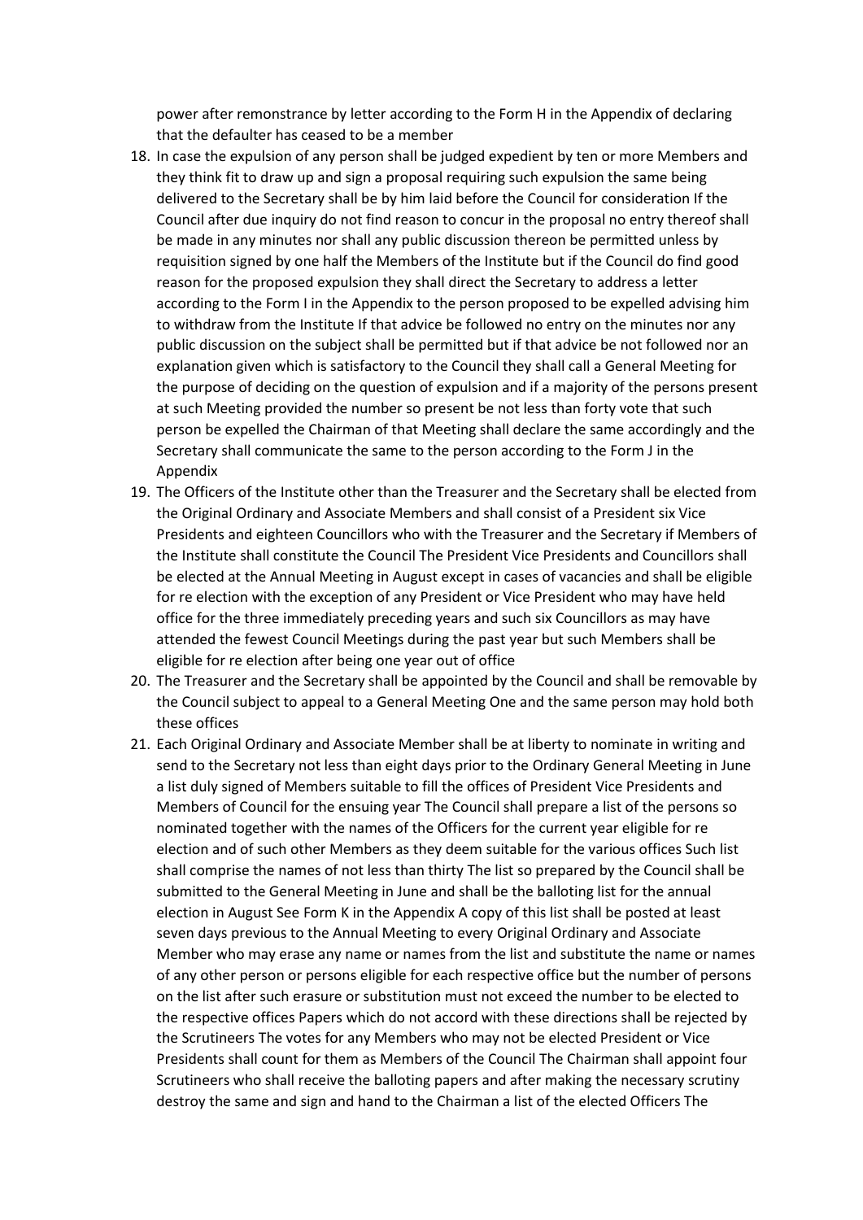power after remonstrance by letter according to the Form H in the Appendix of declaring that the defaulter has ceased to be a member

18. In case the expulsion of any person shall be judged expedient by ten or more Members and they think fit to draw up and sign a proposal requiring such expulsion the same being delivered to the Secretary shall be by him laid before the Council for consideration If the Council after due inquiry do not find reason to concur in the proposal no entry thereof shall be made in any minutes nor shall any public discussion thereon be permitted unless by requisition signed by one half the Members of the Institute but if the Council do find good reason for the proposed expulsion they shall direct the Secretary to address a letter according to the Form I in the Appendix to the person proposed to be expelled advising him to withdraw from the Institute If that advice be followed no entry on the minutes nor any public discussion on the subject shall be permitted but if that advice be not followed nor an explanation given which is satisfactory to the Council they shall call a General Meeting for the purpose of deciding on the question of expulsion and if a majority of the persons present at such Meeting provided the number so present be not less than forty vote that such person be expelled the Chairman of that Meeting shall declare the same accordingly and the Secretary shall communicate the same to the person according to the Form J in the Appendix
19. The Officers of the Institute other than the Treasurer and the Secretary shall be elected from the Original Ordinary and Associate Members and shall consist of a President six Vice Presidents and eighteen Councillors who with the Treasurer and the Secretary if Members of the Institute shall constitute the Council The President Vice Presidents and Councillors shall be elected at the Annual Meeting in August except in cases of vacancies and shall be eligible for re election with the exception of any President or Vice President who may have held office for the three immediately preceding years and such six Councillors as may have attended the fewest Council Meetings during the past year but such Members shall be eligible for re election after being one year out of office
20. The Treasurer and the Secretary shall be appointed by the Council and shall be removable by the Council subject to appeal to a General Meeting One and the same person may hold both these offices
21. Each Original Ordinary and Associate Member shall be at liberty to nominate in writing and send to the Secretary not less than eight days prior to the Ordinary General Meeting in June a list duly signed of Members suitable to fill the offices of President Vice Presidents and Members of Council for the ensuing year The Council shall prepare a list of the persons so nominated together with the names of the Officers for the current year eligible for re election and of such other Members as they deem suitable for the various offices Such list shall comprise the names of not less than thirty The list so prepared by the Council shall be submitted to the General Meeting in June and shall be the balloting list for the annual election in August See Form K in the Appendix A copy of this list shall be posted at least seven days previous to the Annual Meeting to every Original Ordinary and Associate Member who may erase any name or names from the list and substitute the name or names of any other person or persons eligible for each respective office but the number of persons on the list after such erasure or substitution must not exceed the number to be elected to the respective offices Papers which do not accord with these directions shall be rejected by the Scrutineers The votes for any Members who may not be elected President or Vice Presidents shall count for them as Members of the Council The Chairman shall appoint four Scrutineers who shall receive the balloting papers and after making the necessary scrutiny destroy the same and sign and hand to the Chairman a list of the elected Officers The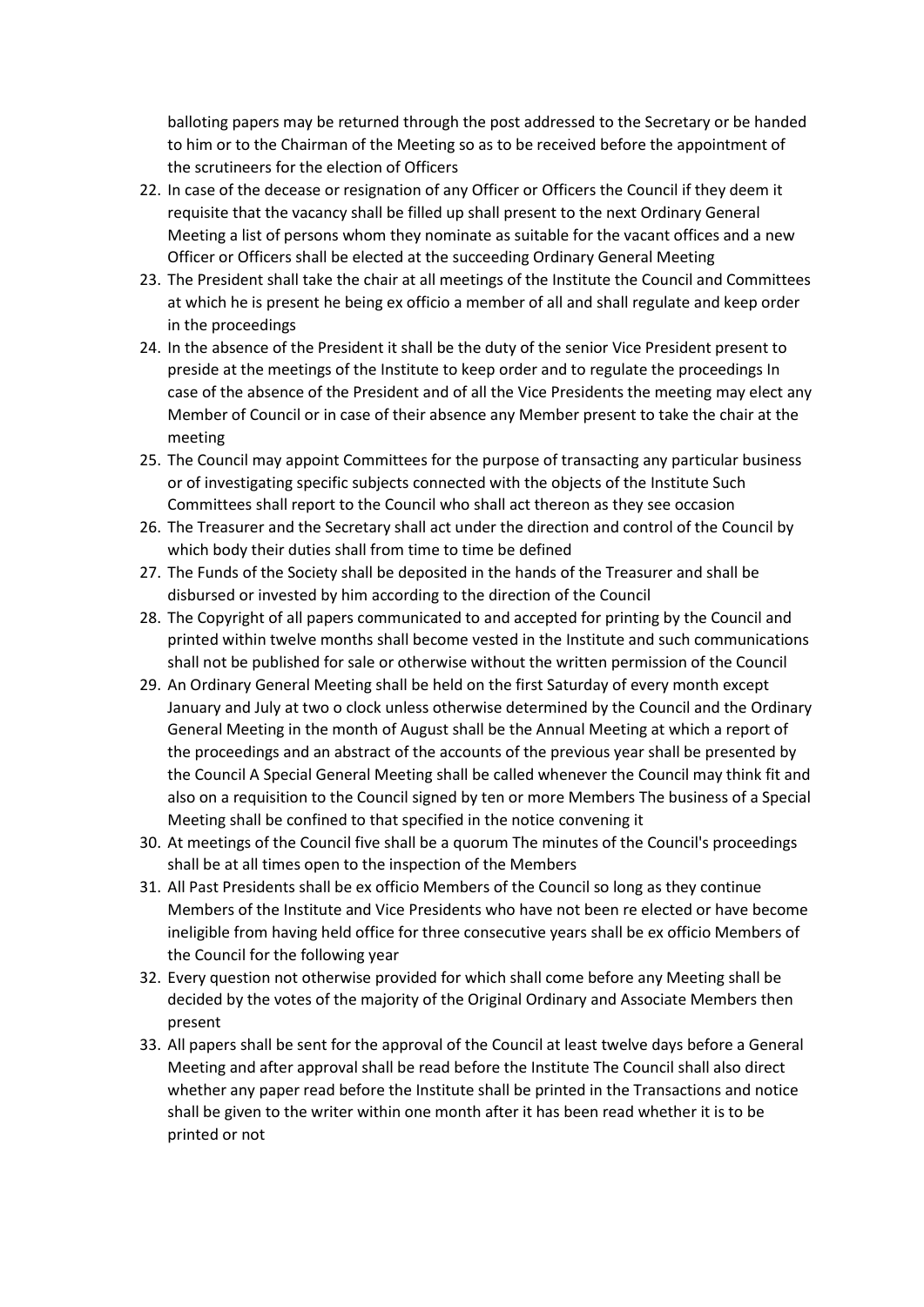balloting papers may be returned through the post addressed to the Secretary or be handed to him or to the Chairman of the Meeting so as to be received before the appointment of the scrutineers for the election of Officers

22. In case of the decease or resignation of any Officer or Officers the Council if they deem it requisite that the vacancy shall be filled up shall present to the next Ordinary General Meeting a list of persons whom they nominate as suitable for the vacant offices and a new Officer or Officers shall be elected at the succeeding Ordinary General Meeting
23. The President shall take the chair at all meetings of the Institute the Council and Committees at which he is present he being ex officio a member of all and shall regulate and keep order in the proceedings
24. In the absence of the President it shall be the duty of the senior Vice President present to preside at the meetings of the Institute to keep order and to regulate the proceedings In case of the absence of the President and of all the Vice Presidents the meeting may elect any Member of Council or in case of their absence any Member present to take the chair at the meeting
25. The Council may appoint Committees for the purpose of transacting any particular business or of investigating specific subjects connected with the objects of the Institute Such Committees shall report to the Council who shall act thereon as they see occasion
26. The Treasurer and the Secretary shall act under the direction and control of the Council by which body their duties shall from time to time be defined
27. The Funds of the Society shall be deposited in the hands of the Treasurer and shall be disbursed or invested by him according to the direction of the Council
28. The Copyright of all papers communicated to and accepted for printing by the Council and printed within twelve months shall become vested in the Institute and such communications shall not be published for sale or otherwise without the written permission of the Council
29. An Ordinary General Meeting shall be held on the first Saturday of every month except January and July at two o clock unless otherwise determined by the Council and the Ordinary General Meeting in the month of August shall be the Annual Meeting at which a report of the proceedings and an abstract of the accounts of the previous year shall be presented by the Council A Special General Meeting shall be called whenever the Council may think fit and also on a requisition to the Council signed by ten or more Members The business of a Special Meeting shall be confined to that specified in the notice convening it
30. At meetings of the Council five shall be a quorum The minutes of the Council's proceedings shall be at all times open to the inspection of the Members
31. All Past Presidents shall be ex officio Members of the Council so long as they continue Members of the Institute and Vice Presidents who have not been re elected or have become ineligible from having held office for three consecutive years shall be ex officio Members of the Council for the following year
32. Every question not otherwise provided for which shall come before any Meeting shall be decided by the votes of the majority of the Original Ordinary and Associate Members then present
33. All papers shall be sent for the approval of the Council at least twelve days before a General Meeting and after approval shall be read before the Institute The Council shall also direct whether any paper read before the Institute shall be printed in the Transactions and notice shall be given to the writer within one month after it has been read whether it is to be printed or not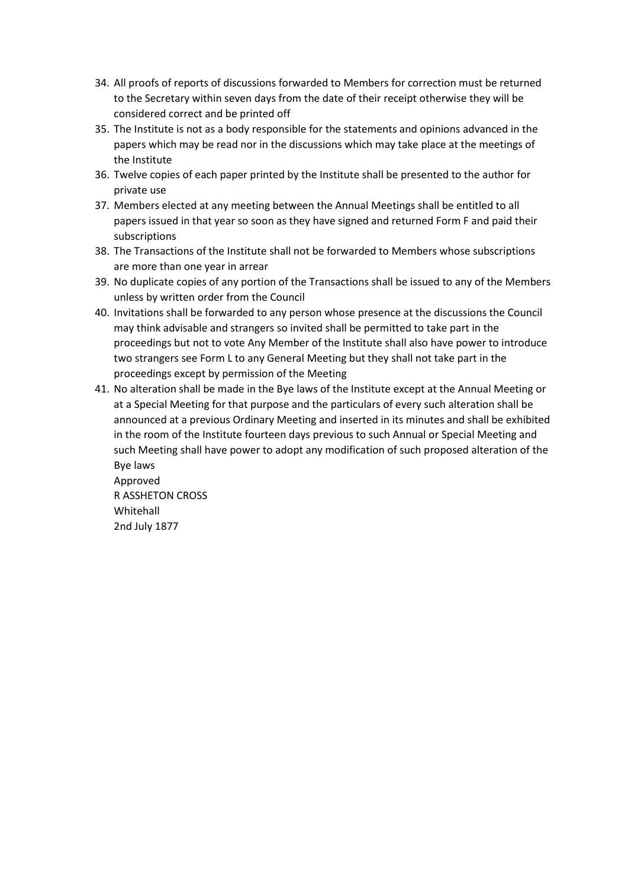34. All proofs of reports of discussions forwarded to Members for correction must be returned to the Secretary within seven days from the date of their receipt otherwise they will be considered correct and be printed off
35. The Institute is not as a body responsible for the statements and opinions advanced in the papers which may be read nor in the discussions which may take place at the meetings of the Institute
36. Twelve copies of each paper printed by the Institute shall be presented to the author for private use
37. Members elected at any meeting between the Annual Meetings shall be entitled to all papers issued in that year so soon as they have signed and returned Form F and paid their subscriptions
38. The Transactions of the Institute shall not be forwarded to Members whose subscriptions are more than one year in arrear
39. No duplicate copies of any portion of the Transactions shall be issued to any of the Members unless by written order from the Council
40. Invitations shall be forwarded to any person whose presence at the discussions the Council may think advisable and strangers so invited shall be permitted to take part in the proceedings but not to vote Any Member of the Institute shall also have power to introduce two strangers see Form L to any General Meeting but they shall not take part in the proceedings except by permission of the Meeting
41. No alteration shall be made in the Bye laws of the Institute except at the Annual Meeting or at a Special Meeting for that purpose and the particulars of every such alteration shall be announced at a previous Ordinary Meeting and inserted in its minutes and shall be exhibited in the room of the Institute fourteen days previous to such Annual or Special Meeting and such Meeting shall have power to adopt any modification of such proposed alteration of the Bye laws

    Approved  
    R ASSHETON CROSS  
    Whitehall  
    2nd July 1877